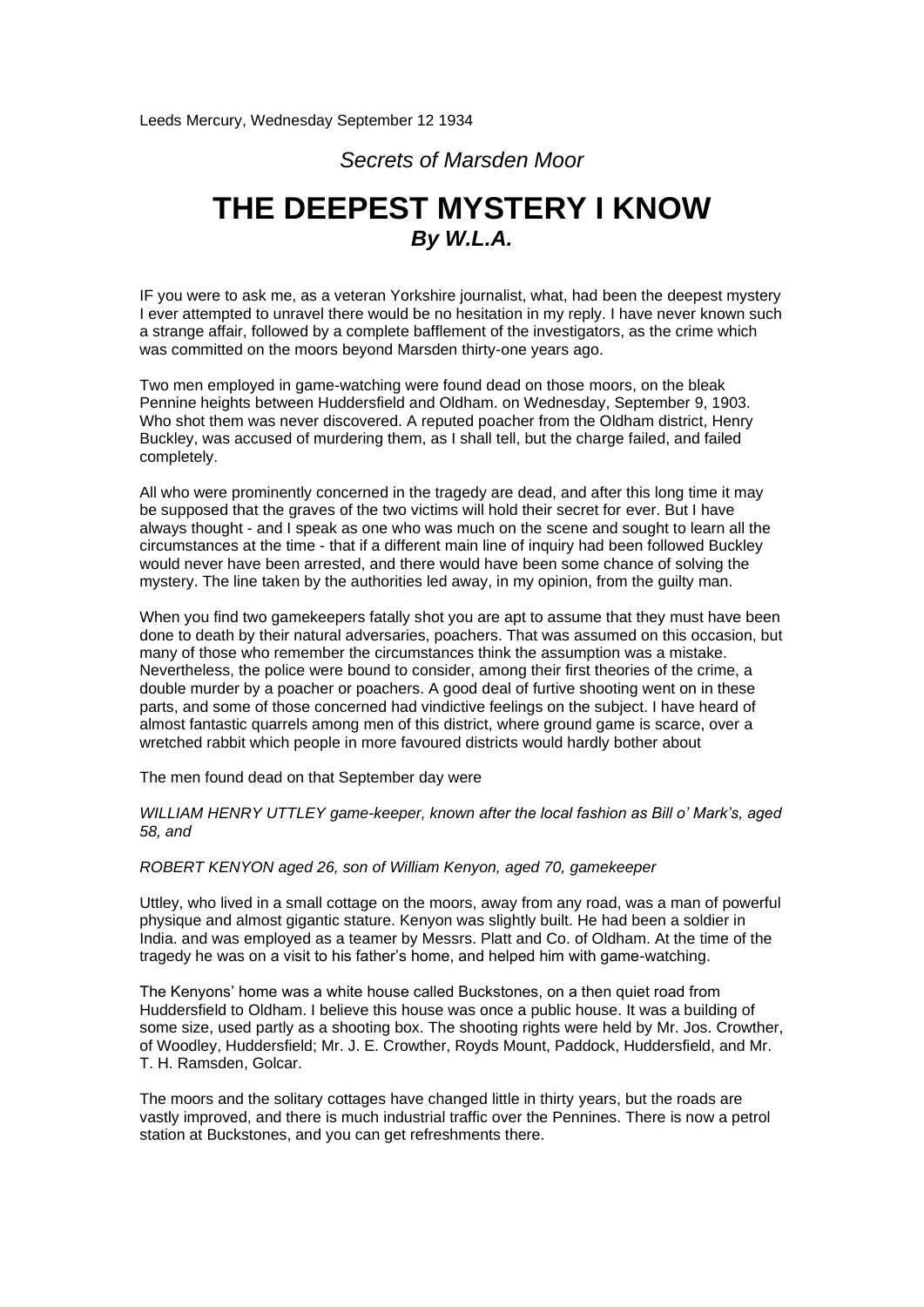Leeds Mercury, Wednesday September 12 1934

*Secrets of Marsden Moor*

# THE DEEPEST MYSTERY I KNOW

***By W.L.A.***

IF you were to ask me, as a veteran Yorkshire journalist, what, had been the deepest mystery I ever attempted to unravel there would be no hesitation in my reply. I have never known such a strange affair, followed by a complete bafflement of the investigators, as the crime which was committed on the moors beyond Marsden thirty-one years ago.

Two men employed in game-watching were found dead on those moors, on the bleak Pennine heights between Huddersfield and Oldham. on Wednesday, September 9, 1903. Who shot them was never discovered. A reputed poacher from the Oldham district, Henry Buckley, was accused of murdering them, as I shall tell, but the charge failed, and failed completely.

All who were prominently concerned in the tragedy are dead, and after this long time it may be supposed that the graves of the two victims will hold their secret for ever. But I have always thought - and I speak as one who was much on the scene and sought to learn all the circumstances at the time - that if a different main line of inquiry had been followed Buckley would never have been arrested, and there would have been some chance of solving the mystery. The line taken by the authorities led away, in my opinion, from the guilty man.

When you find two gamekeepers fatally shot you are apt to assume that they must have been done to death by their natural adversaries, poachers. That was assumed on this occasion, but many of those who remember the circumstances think the assumption was a mistake. Nevertheless, the police were bound to consider, among their first theories of the crime, a double murder by a poacher or poachers. A good deal of furtive shooting went on in these parts, and some of those concerned had vindictive feelings on the subject. I have heard of almost fantastic quarrels among men of this district, where ground game is scarce, over a wretched rabbit which people in more favoured districts would hardly bother about

The men found dead on that September day were

*WILLIAM HENRY UTTLEY game-keeper, known after the local fashion as Bill o' Mark's, aged 58, and*

*ROBERT KENYON aged 26, son of William Kenyon, aged 70, gamekeeper*

Uttley, who lived in a small cottage on the moors, away from any road, was a man of powerful physique and almost gigantic stature. Kenyon was slightly built. He had been a soldier in India. and was employed as a teamer by Messrs. Platt and Co. of Oldham. At the time of the tragedy he was on a visit to his father's home, and helped him with game-watching.

The Kenyons' home was a white house called Buckstones, on a then quiet road from Huddersfield to Oldham. I believe this house was once a public house. It was a building of some size, used partly as a shooting box. The shooting rights were held by Mr. Jos. Crowther, of Woodley, Huddersfield; Mr. J. E. Crowther, Royds Mount, Paddock, Huddersfield, and Mr. T. H. Ramsden, Golcar.

The moors and the solitary cottages have changed little in thirty years, but the roads are vastly improved, and there is much industrial traffic over the Pennines. There is now a petrol station at Buckstones, and you can get refreshments there.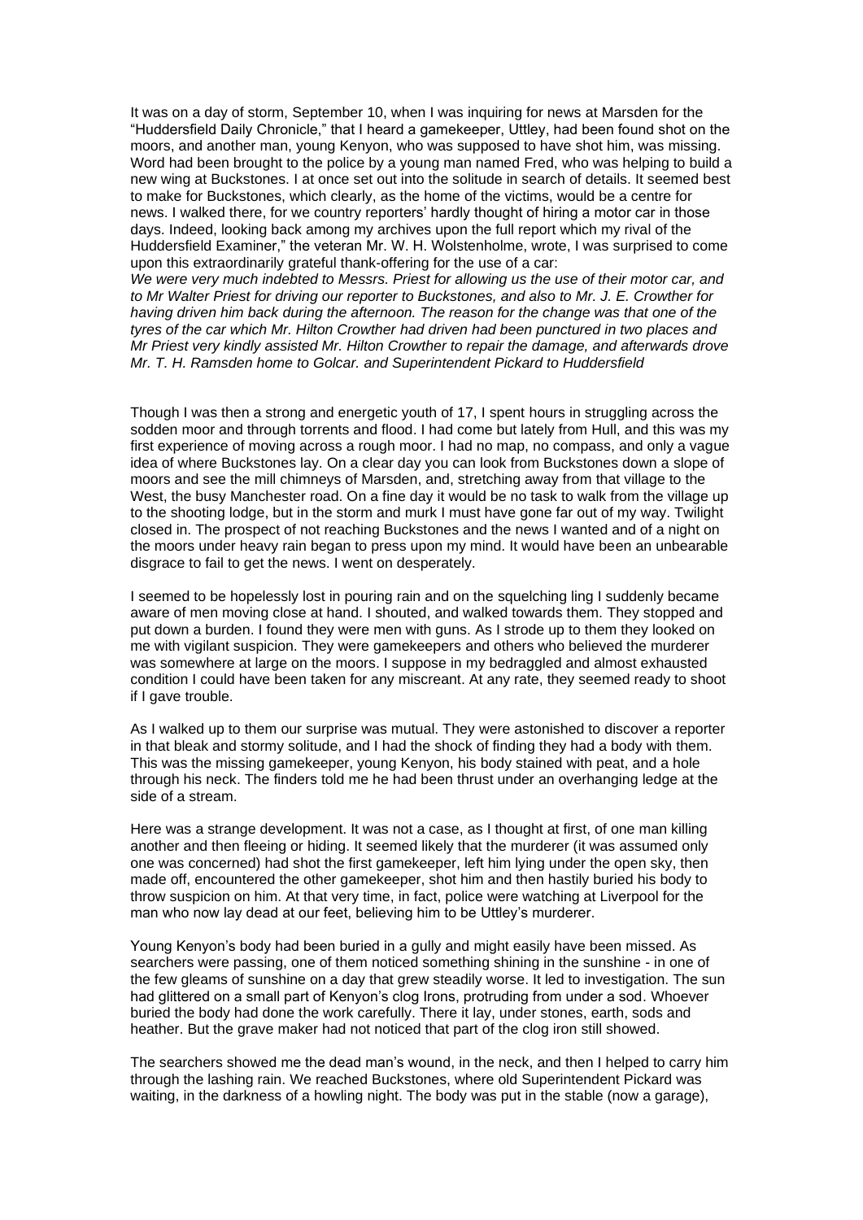It was on a day of storm, September 10, when I was inquiring for news at Marsden for the "Huddersfield Daily Chronicle," that I heard a gamekeeper, Uttley, had been found shot on the moors, and another man, young Kenyon, who was supposed to have shot him, was missing. Word had been brought to the police by a young man named Fred, who was helping to build a new wing at Buckstones. I at once set out into the solitude in search of details. It seemed best to make for Buckstones, which clearly, as the home of the victims, would be a centre for news. I walked there, for we country reporters' hardly thought of hiring a motor car in those days. Indeed, looking back among my archives upon the full report which my rival of the Huddersfield Examiner," the veteran Mr. W. H. Wolstenholme, wrote, I was surprised to come upon this extraordinarily grateful thank-offering for the use of a car:

*We were very much indebted to Messrs. Priest for allowing us the use of their motor car, and to Mr Walter Priest for driving our reporter to Buckstones, and also to Mr. J. E. Crowther for having driven him back during the afternoon. The reason for the change was that one of the tyres of the car which Mr. Hilton Crowther had driven had been punctured in two places and Mr Priest very kindly assisted Mr. Hilton Crowther to repair the damage, and afterwards drove Mr. T. H. Ramsden home to Golcar. and Superintendent Pickard to Huddersfield*

Though I was then a strong and energetic youth of 17, I spent hours in struggling across the sodden moor and through torrents and flood. I had come but lately from Hull, and this was my first experience of moving across a rough moor. I had no map, no compass, and only a vague idea of where Buckstones lay. On a clear day you can look from Buckstones down a slope of moors and see the mill chimneys of Marsden, and, stretching away from that village to the West, the busy Manchester road. On a fine day it would be no task to walk from the village up to the shooting lodge, but in the storm and murk I must have gone far out of my way. Twilight closed in. The prospect of not reaching Buckstones and the news I wanted and of a night on the moors under heavy rain began to press upon my mind. It would have been an unbearable disgrace to fail to get the news. I went on desperately.

I seemed to be hopelessly lost in pouring rain and on the squelching ling I suddenly became aware of men moving close at hand. I shouted, and walked towards them. They stopped and put down a burden. I found they were men with guns. As I strode up to them they looked on me with vigilant suspicion. They were gamekeepers and others who believed the murderer was somewhere at large on the moors. I suppose in my bedraggled and almost exhausted condition I could have been taken for any miscreant. At any rate, they seemed ready to shoot if I gave trouble.

As I walked up to them our surprise was mutual. They were astonished to discover a reporter in that bleak and stormy solitude, and I had the shock of finding they had a body with them. This was the missing gamekeeper, young Kenyon, his body stained with peat, and a hole through his neck. The finders told me he had been thrust under an overhanging ledge at the side of a stream.

Here was a strange development. It was not a case, as I thought at first, of one man killing another and then fleeing or hiding. It seemed likely that the murderer (it was assumed only one was concerned) had shot the first gamekeeper, left him lying under the open sky, then made off, encountered the other gamekeeper, shot him and then hastily buried his body to throw suspicion on him. At that very time, in fact, police were watching at Liverpool for the man who now lay dead at our feet, believing him to be Uttley's murderer.

Young Kenyon's body had been buried in a gully and might easily have been missed. As searchers were passing, one of them noticed something shining in the sunshine - in one of the few gleams of sunshine on a day that grew steadily worse. It led to investigation. The sun had glittered on a small part of Kenyon's clog Irons, protruding from under a sod. Whoever buried the body had done the work carefully. There it lay, under stones, earth, sods and heather. But the grave maker had not noticed that part of the clog iron still showed.

The searchers showed me the dead man's wound, in the neck, and then I helped to carry him through the lashing rain. We reached Buckstones, where old Superintendent Pickard was waiting, in the darkness of a howling night. The body was put in the stable (now a garage),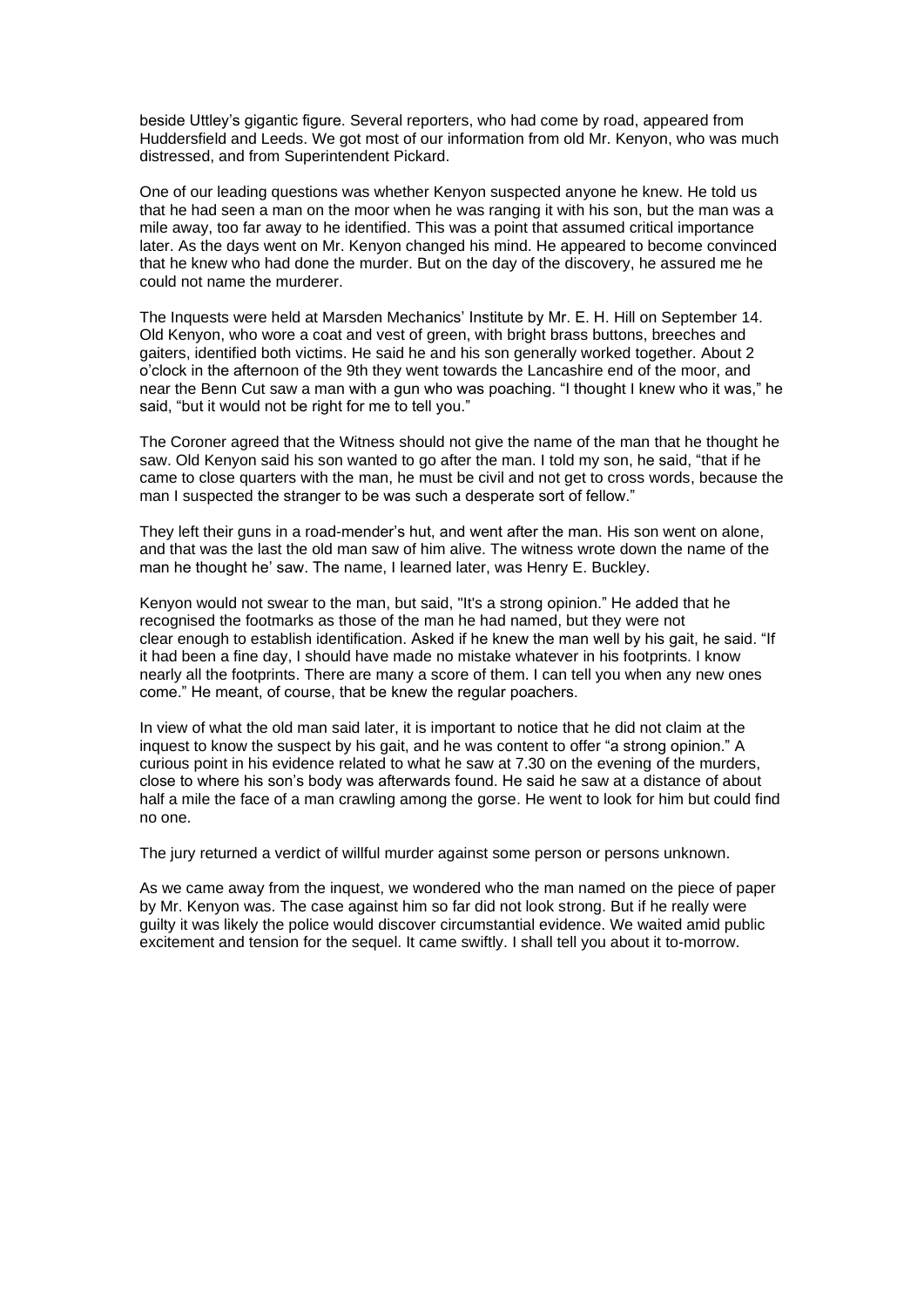beside Uttley's gigantic figure. Several reporters, who had come by road, appeared from Huddersfield and Leeds. We got most of our information from old Mr. Kenyon, who was much distressed, and from Superintendent Pickard.

One of our leading questions was whether Kenyon suspected anyone he knew. He told us that he had seen a man on the moor when he was ranging it with his son, but the man was a mile away, too far away to he identified. This was a point that assumed critical importance later. As the days went on Mr. Kenyon changed his mind. He appeared to become convinced that he knew who had done the murder. But on the day of the discovery, he assured me he could not name the murderer.

The Inquests were held at Marsden Mechanics' Institute by Mr. E. H. Hill on September 14. Old Kenyon, who wore a coat and vest of green, with bright brass buttons, breeches and gaiters, identified both victims. He said he and his son generally worked together. About 2 o'clock in the afternoon of the 9th they went towards the Lancashire end of the moor, and near the Benn Cut saw a man with a gun who was poaching. "I thought I knew who it was," he said, "but it would not be right for me to tell you."

The Coroner agreed that the Witness should not give the name of the man that he thought he saw. Old Kenyon said his son wanted to go after the man. I told my son, he said, "that if he came to close quarters with the man, he must be civil and not get to cross words, because the man I suspected the stranger to be was such a desperate sort of fellow."

They left their guns in a road-mender's hut, and went after the man. His son went on alone, and that was the last the old man saw of him alive. The witness wrote down the name of the man he thought he' saw. The name, I learned later, was Henry E. Buckley.

Kenyon would not swear to the man, but said, "It's a strong opinion." He added that he recognised the footmarks as those of the man he had named, but they were not clear enough to establish identification. Asked if he knew the man well by his gait, he said. "If it had been a fine day, I should have made no mistake whatever in his footprints. I know nearly all the footprints. There are many a score of them. I can tell you when any new ones come." He meant, of course, that be knew the regular poachers.

In view of what the old man said later, it is important to notice that he did not claim at the inquest to know the suspect by his gait, and he was content to offer "a strong opinion." A curious point in his evidence related to what he saw at 7.30 on the evening of the murders, close to where his son's body was afterwards found. He said he saw at a distance of about half a mile the face of a man crawling among the gorse. He went to look for him but could find no one.

The jury returned a verdict of willful murder against some person or persons unknown.

As we came away from the inquest, we wondered who the man named on the piece of paper by Mr. Kenyon was. The case against him so far did not look strong. But if he really were guilty it was likely the police would discover circumstantial evidence. We waited amid public excitement and tension for the sequel. It came swiftly. I shall tell you about it to-morrow.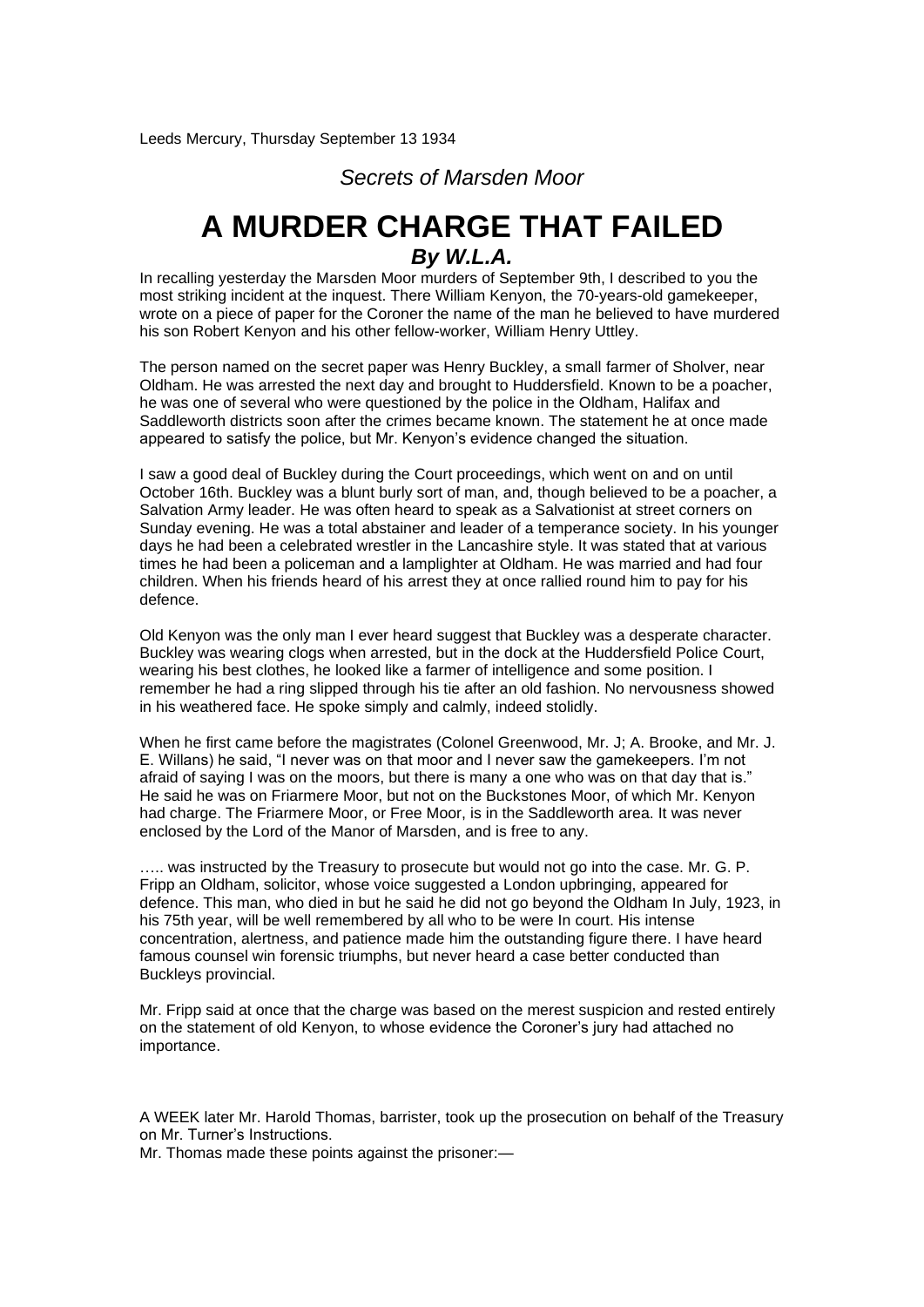Leeds Mercury, Thursday September 13 1934

## *Secrets of Marsden Moor*

# A MURDER CHARGE THAT FAILED

### *By W.L.A.*

In recalling yesterday the Marsden Moor murders of September 9th, I described to you the most striking incident at the inquest. There William Kenyon, the 70-years-old gamekeeper, wrote on a piece of paper for the Coroner the name of the man he believed to have murdered his son Robert Kenyon and his other fellow-worker, William Henry Uttley.

The person named on the secret paper was Henry Buckley, a small farmer of Sholver, near Oldham. He was arrested the next day and brought to Huddersfield. Known to be a poacher, he was one of several who were questioned by the police in the Oldham, Halifax and Saddleworth districts soon after the crimes became known. The statement he at once made appeared to satisfy the police, but Mr. Kenyon's evidence changed the situation.

I saw a good deal of Buckley during the Court proceedings, which went on and on until October 16th. Buckley was a blunt burly sort of man, and, though believed to be a poacher, a Salvation Army leader. He was often heard to speak as a Salvationist at street corners on Sunday evening. He was a total abstainer and leader of a temperance society. In his younger days he had been a celebrated wrestler in the Lancashire style. It was stated that at various times he had been a policeman and a lamplighter at Oldham. He was married and had four children. When his friends heard of his arrest they at once rallied round him to pay for his defence.

Old Kenyon was the only man I ever heard suggest that Buckley was a desperate character. Buckley was wearing clogs when arrested, but in the dock at the Huddersfield Police Court, wearing his best clothes, he looked like a farmer of intelligence and some position. I remember he had a ring slipped through his tie after an old fashion. No nervousness showed in his weathered face. He spoke simply and calmly, indeed stolidly.

When he first came before the magistrates (Colonel Greenwood, Mr. J; A. Brooke, and Mr. J. E. Willans) he said, "I never was on that moor and I never saw the gamekeepers. I'm not afraid of saying I was on the moors, but there is many a one who was on that day that is." He said he was on Friarmere Moor, but not on the Buckstones Moor, of which Mr. Kenyon had charge. The Friarmere Moor, or Free Moor, is in the Saddleworth area. It was never enclosed by the Lord of the Manor of Marsden, and is free to any.

….. was instructed by the Treasury to prosecute but would not go into the case. Mr. G. P. Fripp an Oldham, solicitor, whose voice suggested a London upbringing, appeared for defence. This man, who died in but he said he did not go beyond the Oldham In July, 1923, in his 75th year, will be well remembered by all who to be were In court. His intense concentration, alertness, and patience made him the outstanding figure there. I have heard famous counsel win forensic triumphs, but never heard a case better conducted than Buckleys provincial.

Mr. Fripp said at once that the charge was based on the merest suspicion and rested entirely on the statement of old Kenyon, to whose evidence the Coroner's jury had attached no importance.

A WEEK later Mr. Harold Thomas, barrister, took up the prosecution on behalf of the Treasury on Mr. Turner's Instructions.
Mr. Thomas made these points against the prisoner:—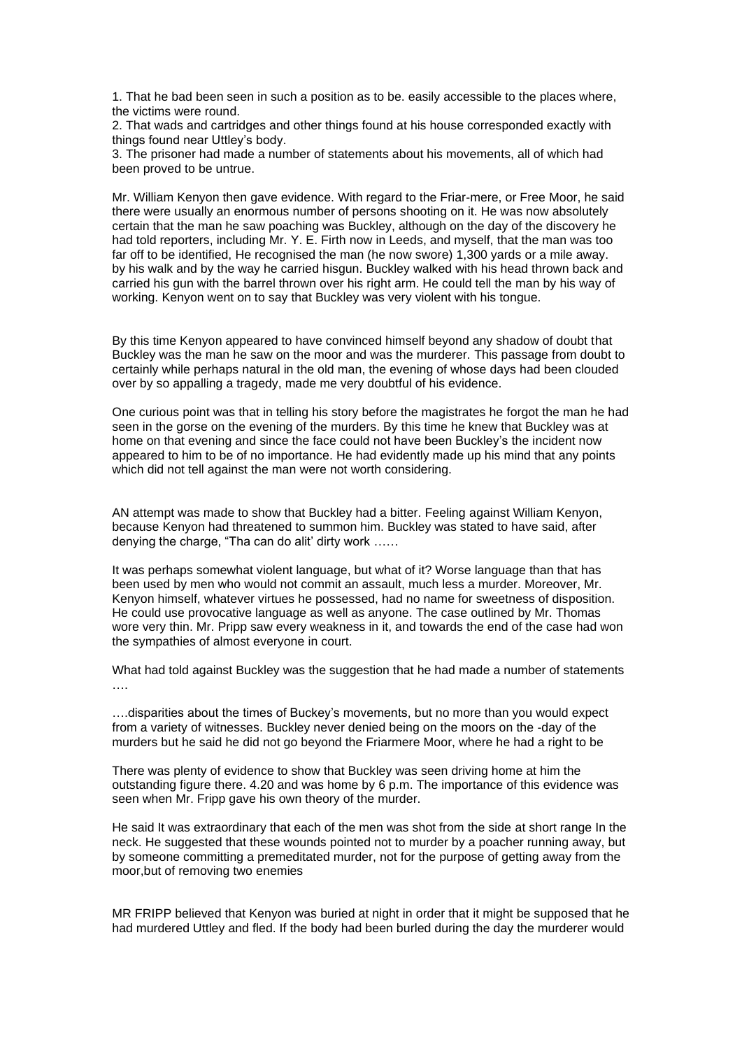1. That he bad been seen in such a position as to be. easily accessible to the places where, the victims were round.
2. That wads and cartridges and other things found at his house corresponded exactly with things found near Uttley's body.
3. The prisoner had made a number of statements about his movements, all of which had been proved to be untrue.

Mr. William Kenyon then gave evidence. With regard to the Friar-mere, or Free Moor, he said there were usually an enormous number of persons shooting on it. He was now absolutely certain that the man he saw poaching was Buckley, although on the day of the discovery he had told reporters, including Mr. Y. E. Firth now in Leeds, and myself, that the man was too far off to be identified, He recognised the man (he now swore) 1,300 yards or a mile away. by his walk and by the way he carried hisgun. Buckley walked with his head thrown back and carried his gun with the barrel thrown over his right arm. He could tell the man by his way of working. Kenyon went on to say that Buckley was very violent with his tongue.

By this time Kenyon appeared to have convinced himself beyond any shadow of doubt that Buckley was the man he saw on the moor and was the murderer. This passage from doubt to certainly while perhaps natural in the old man, the evening of whose days had been clouded over by so appalling a tragedy, made me very doubtful of his evidence.

One curious point was that in telling his story before the magistrates he forgot the man he had seen in the gorse on the evening of the murders. By this time he knew that Buckley was at home on that evening and since the face could not have been Buckley's the incident now appeared to him to be of no importance. He had evidently made up his mind that any points which did not tell against the man were not worth considering.

AN attempt was made to show that Buckley had a bitter. Feeling against William Kenyon, because Kenyon had threatened to summon him. Buckley was stated to have said, after denying the charge, "Tha can do alit' dirty work ……

It was perhaps somewhat violent language, but what of it? Worse language than that has been used by men who would not commit an assault, much less a murder. Moreover, Mr. Kenyon himself, whatever virtues he possessed, had no name for sweetness of disposition. He could use provocative language as well as anyone. The case outlined by Mr. Thomas wore very thin. Mr. Pripp saw every weakness in it, and towards the end of the case had won the sympathies of almost everyone in court.

What had told against Buckley was the suggestion that he had made a number of statements ….

….disparities about the times of Buckey's movements, but no more than you would expect from a variety of witnesses. Buckley never denied being on the moors on the -day of the murders but he said he did not go beyond the Friarmere Moor, where he had a right to be

There was plenty of evidence to show that Buckley was seen driving home at him the outstanding figure there. 4.20 and was home by 6 p.m. The importance of this evidence was seen when Mr. Fripp gave his own theory of the murder.

He said It was extraordinary that each of the men was shot from the side at short range In the neck. He suggested that these wounds pointed not to murder by a poacher running away, but by someone committing a premeditated murder, not for the purpose of getting away from the moor,but of removing two enemies

MR FRIPP believed that Kenyon was buried at night in order that it might be supposed that he had murdered Uttley and fled. If the body had been burled during the day the murderer would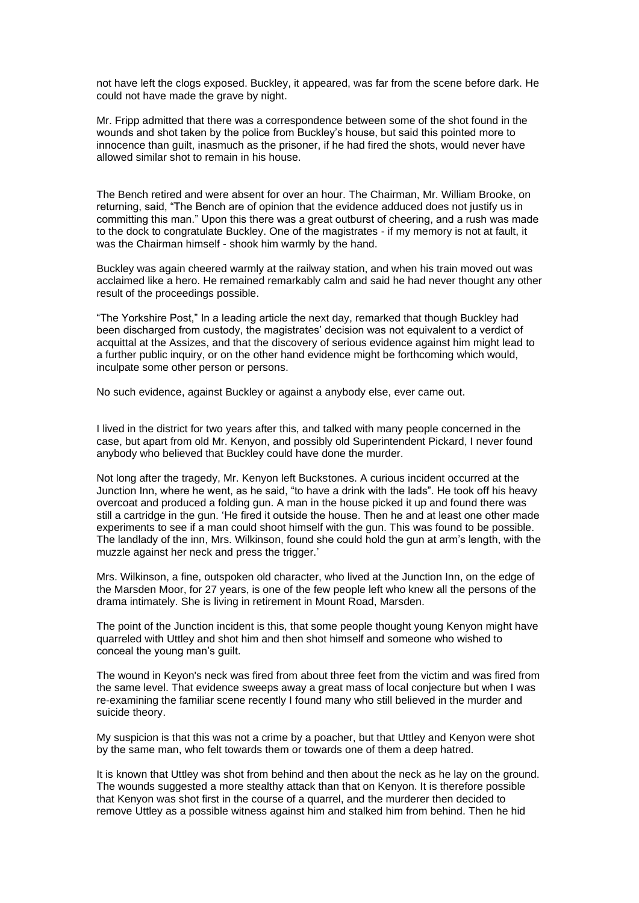not have left the clogs exposed. Buckley, it appeared, was far from the scene before dark. He could not have made the grave by night.

Mr. Fripp admitted that there was a correspondence between some of the shot found in the wounds and shot taken by the police from Buckley's house, but said this pointed more to innocence than guilt, inasmuch as the prisoner, if he had fired the shots, would never have allowed similar shot to remain in his house.

The Bench retired and were absent for over an hour. The Chairman, Mr. William Brooke, on returning, said, "The Bench are of opinion that the evidence adduced does not justify us in committing this man." Upon this there was a great outburst of cheering, and a rush was made to the dock to congratulate Buckley. One of the magistrates - if my memory is not at fault, it was the Chairman himself - shook him warmly by the hand.

Buckley was again cheered warmly at the railway station, and when his train moved out was acclaimed like a hero. He remained remarkably calm and said he had never thought any other result of the proceedings possible.

"The Yorkshire Post," In a leading article the next day, remarked that though Buckley had been discharged from custody, the magistrates' decision was not equivalent to a verdict of acquittal at the Assizes, and that the discovery of serious evidence against him might lead to a further public inquiry, or on the other hand evidence might be forthcoming which would, inculpate some other person or persons.

No such evidence, against Buckley or against a anybody else, ever came out.

I lived in the district for two years after this, and talked with many people concerned in the case, but apart from old Mr. Kenyon, and possibly old Superintendent Pickard, I never found anybody who believed that Buckley could have done the murder.

Not long after the tragedy, Mr. Kenyon left Buckstones. A curious incident occurred at the Junction Inn, where he went, as he said, "to have a drink with the lads". He took off his heavy overcoat and produced a folding gun. A man in the house picked it up and found there was still a cartridge in the gun. 'He fired it outside the house. Then he and at least one other made experiments to see if a man could shoot himself with the gun. This was found to be possible. The landlady of the inn, Mrs. Wilkinson, found she could hold the gun at arm's length, with the muzzle against her neck and press the trigger.'

Mrs. Wilkinson, a fine, outspoken old character, who lived at the Junction Inn, on the edge of the Marsden Moor, for 27 years, is one of the few people left who knew all the persons of the drama intimately. She is living in retirement in Mount Road, Marsden.

The point of the Junction incident is this, that some people thought young Kenyon might have quarreled with Uttley and shot him and then shot himself and someone who wished to conceal the young man's guilt.

The wound in Keyon's neck was fired from about three feet from the victim and was fired from the same level. That evidence sweeps away a great mass of local conjecture but when I was re-examining the familiar scene recently I found many who still believed in the murder and suicide theory.

My suspicion is that this was not a crime by a poacher, but that Uttley and Kenyon were shot by the same man, who felt towards them or towards one of them a deep hatred.

It is known that Uttley was shot from behind and then about the neck as he lay on the ground. The wounds suggested a more stealthy attack than that on Kenyon. It is therefore possible that Kenyon was shot first in the course of a quarrel, and the murderer then decided to remove Uttley as a possible witness against him and stalked him from behind. Then he hid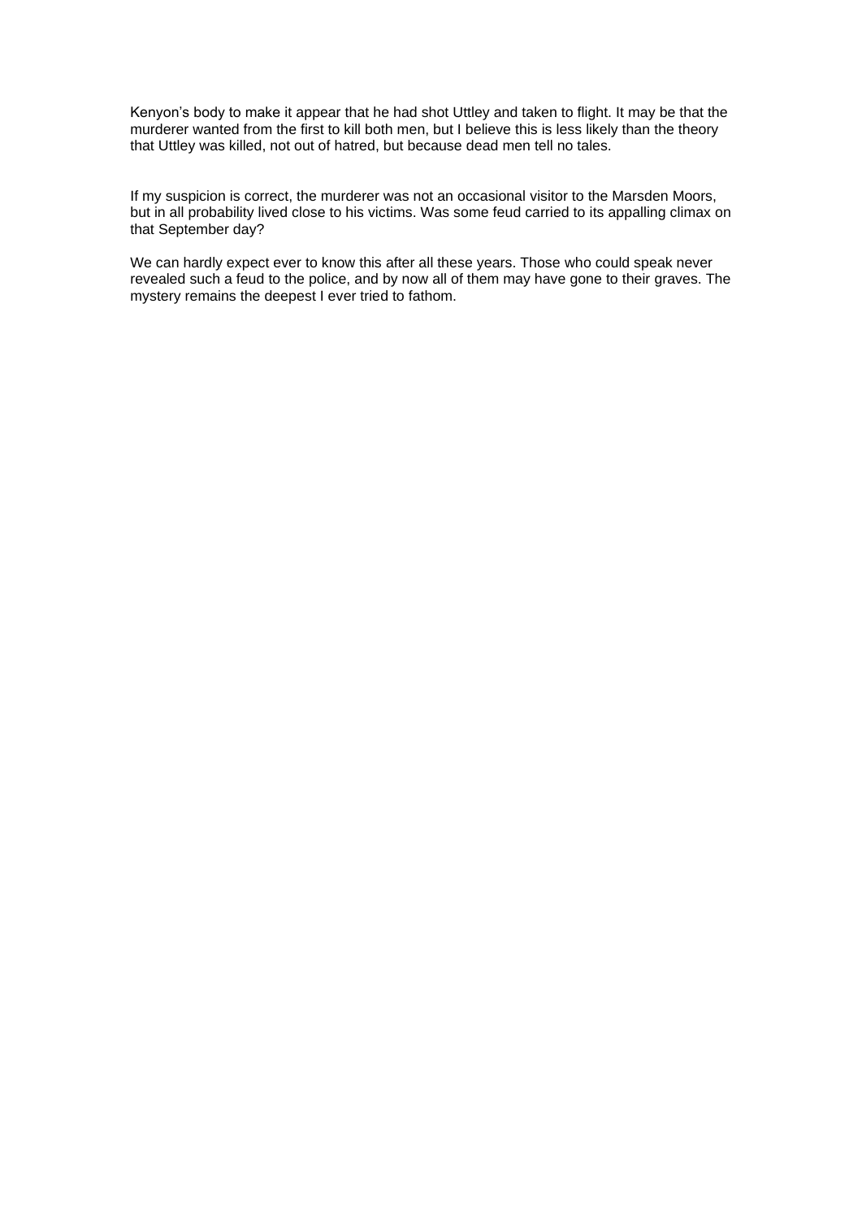Kenyon’s body to make it appear that he had shot Uttley and taken to flight. It may be that the murderer wanted from the first to kill both men, but I believe this is less likely than the theory that Uttley was killed, not out of hatred, but because dead men tell no tales.

If my suspicion is correct, the murderer was not an occasional visitor to the Marsden Moors, but in all probability lived close to his victims. Was some feud carried to its appalling climax on that September day?

We can hardly expect ever to know this after all these years. Those who could speak never revealed such a feud to the police, and by now all of them may have gone to their graves. The mystery remains the deepest I ever tried to fathom.